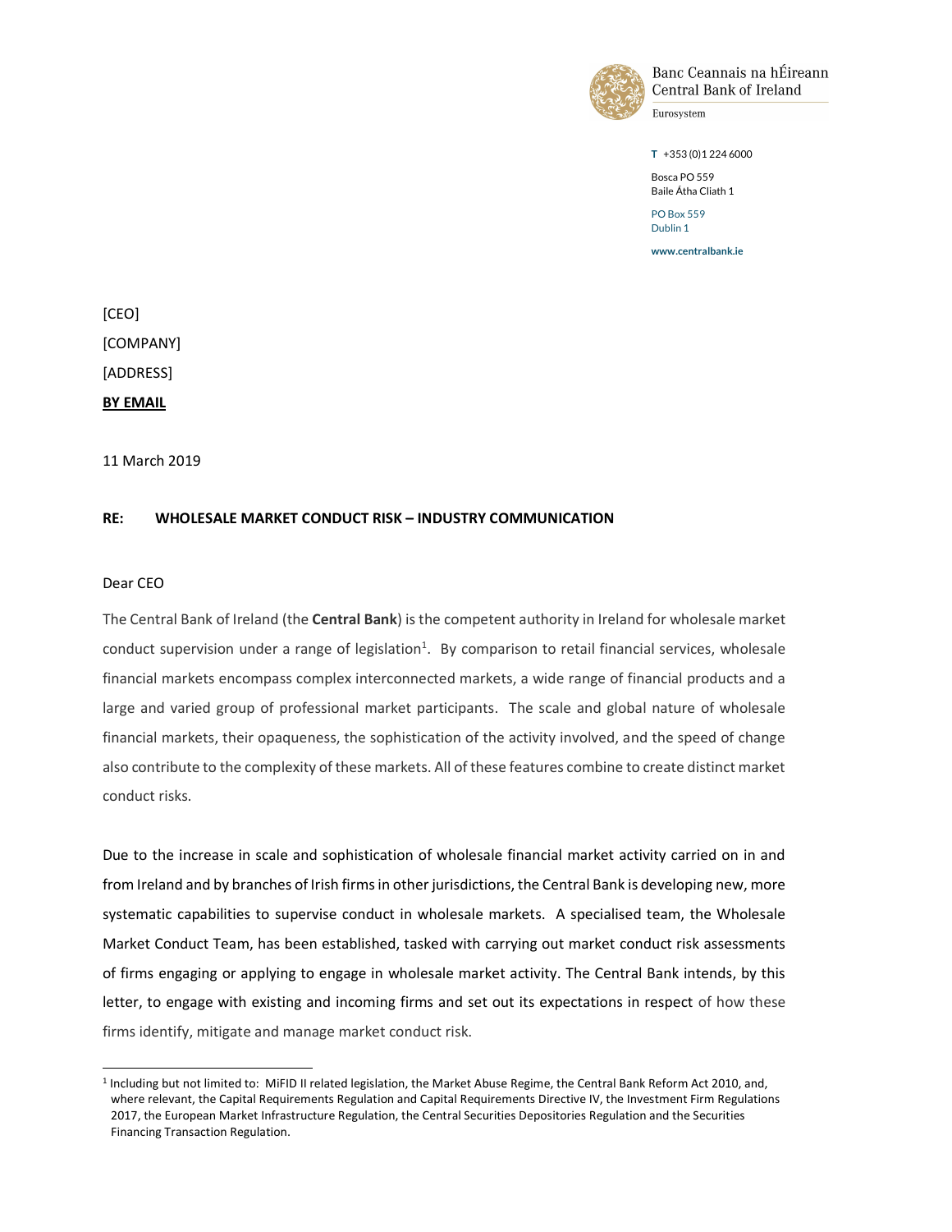Banc Ceannais na hÉireann
Central Bank of Ireland
Eurosystem

**T** +353 (0)1 224 6000

Bosca PO 559
Baile Átha Cliath 1

PO Box 559
Dublin 1

**www.centralbank.ie**

[CEO]

[COMPANY]

[ADDRESS]

**BY EMAIL**

11 March 2019

**RE: WHOLESALE MARKET CONDUCT RISK – INDUSTRY COMMUNICATION**

Dear CEO

The Central Bank of Ireland (the **Central Bank**) is the competent authority in Ireland for wholesale market conduct supervision under a range of legislation[1]. By comparison to retail financial services, wholesale financial markets encompass complex interconnected markets, a wide range of financial products and a large and varied group of professional market participants. The scale and global nature of wholesale financial markets, their opaqueness, the sophistication of the activity involved, and the speed of change also contribute to the complexity of these markets. All of these features combine to create distinct market conduct risks.

Due to the increase in scale and sophistication of wholesale financial market activity carried on in and from Ireland and by branches of Irish firms in other jurisdictions, the Central Bank is developing new, more systematic capabilities to supervise conduct in wholesale markets. A specialised team, the Wholesale Market Conduct Team, has been established, tasked with carrying out market conduct risk assessments of firms engaging or applying to engage in wholesale market activity. The Central Bank intends, by this letter, to engage with existing and incoming firms and set out its expectations in respect of how these firms identify, mitigate and manage market conduct risk.

[1] Including but not limited to: MiFID II related legislation, the Market Abuse Regime, the Central Bank Reform Act 2010, and, where relevant, the Capital Requirements Regulation and Capital Requirements Directive IV, the Investment Firm Regulations 2017, the European Market Infrastructure Regulation, the Central Securities Depositories Regulation and the Securities Financing Transaction Regulation.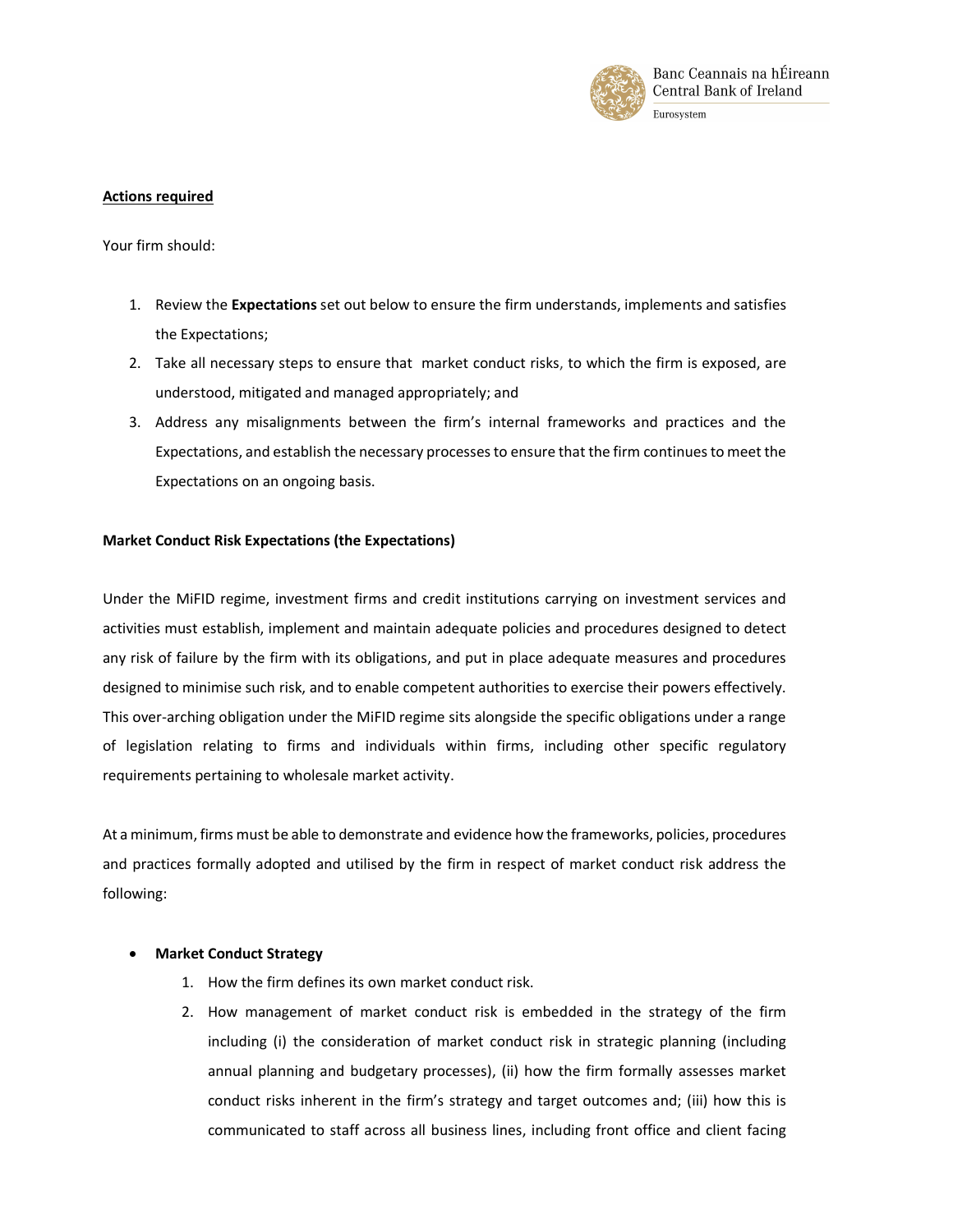**Actions required**

Your firm should:

1. Review the **Expectations** set out below to ensure the firm understands, implements and satisfies the Expectations;
2. Take all necessary steps to ensure that market conduct risks, to which the firm is exposed, are understood, mitigated and managed appropriately; and
3. Address any misalignments between the firm's internal frameworks and practices and the Expectations, and establish the necessary processes to ensure that the firm continues to meet the Expectations on an ongoing basis.

**Market Conduct Risk Expectations (the Expectations)**

Under the MiFID regime, investment firms and credit institutions carrying on investment services and activities must establish, implement and maintain adequate policies and procedures designed to detect any risk of failure by the firm with its obligations, and put in place adequate measures and procedures designed to minimise such risk, and to enable competent authorities to exercise their powers effectively. This over-arching obligation under the MiFID regime sits alongside the specific obligations under a range of legislation relating to firms and individuals within firms, including other specific regulatory requirements pertaining to wholesale market activity.

At a minimum, firms must be able to demonstrate and evidence how the frameworks, policies, procedures and practices formally adopted and utilised by the firm in respect of market conduct risk address the following:

- **Market Conduct Strategy**
    1. How the firm defines its own market conduct risk.
    2. How management of market conduct risk is embedded in the strategy of the firm including (i) the consideration of market conduct risk in strategic planning (including annual planning and budgetary processes), (ii) how the firm formally assesses market conduct risks inherent in the firm's strategy and target outcomes and; (iii) how this is communicated to staff across all business lines, including front office and client facing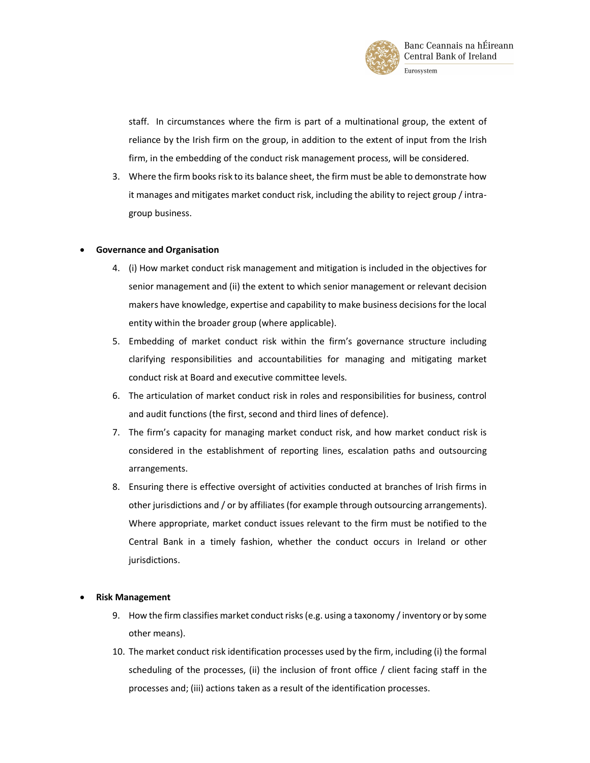staff. In circumstances where the firm is part of a multinational group, the extent of reliance by the Irish firm on the group, in addition to the extent of input from the Irish firm, in the embedding of the conduct risk management process, will be considered.

3. Where the firm books risk to its balance sheet, the firm must be able to demonstrate how it manages and mitigates market conduct risk, including the ability to reject group / intra-group business.

- **Governance and Organisation**

4. (i) How market conduct risk management and mitigation is included in the objectives for senior management and (ii) the extent to which senior management or relevant decision makers have knowledge, expertise and capability to make business decisions for the local entity within the broader group (where applicable).
5. Embedding of market conduct risk within the firm's governance structure including clarifying responsibilities and accountabilities for managing and mitigating market conduct risk at Board and executive committee levels.
6. The articulation of market conduct risk in roles and responsibilities for business, control and audit functions (the first, second and third lines of defence).
7. The firm's capacity for managing market conduct risk, and how market conduct risk is considered in the establishment of reporting lines, escalation paths and outsourcing arrangements.
8. Ensuring there is effective oversight of activities conducted at branches of Irish firms in other jurisdictions and / or by affiliates (for example through outsourcing arrangements). Where appropriate, market conduct issues relevant to the firm must be notified to the Central Bank in a timely fashion, whether the conduct occurs in Ireland or other jurisdictions.

- **Risk Management**

9. How the firm classifies market conduct risks (e.g. using a taxonomy / inventory or by some other means).
10. The market conduct risk identification processes used by the firm, including (i) the formal scheduling of the processes, (ii) the inclusion of front office / client facing staff in the processes and; (iii) actions taken as a result of the identification processes.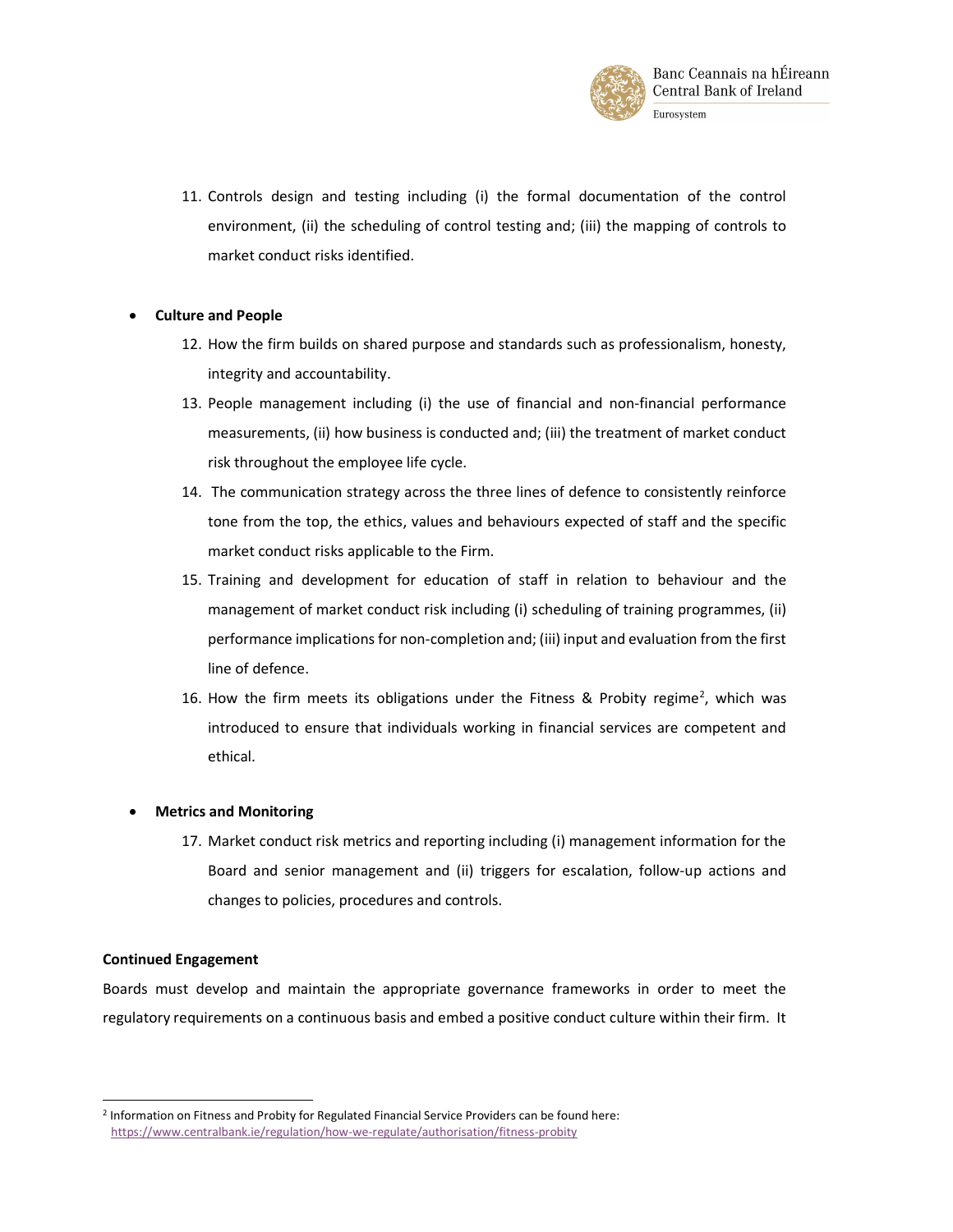11. Controls design and testing including (i) the formal documentation of the control environment, (ii) the scheduling of control testing and; (iii) the mapping of controls to market conduct risks identified.

- **Culture and People**
  12. How the firm builds on shared purpose and standards such as professionalism, honesty, integrity and accountability.
  13. People management including (i) the use of financial and non-financial performance measurements, (ii) how business is conducted and; (iii) the treatment of market conduct risk throughout the employee life cycle.
  14. The communication strategy across the three lines of defence to consistently reinforce tone from the top, the ethics, values and behaviours expected of staff and the specific market conduct risks applicable to the Firm.
  15. Training and development for education of staff in relation to behaviour and the management of market conduct risk including (i) scheduling of training programmes, (ii) performance implications for non-completion and; (iii) input and evaluation from the first line of defence.
  16. How the firm meets its obligations under the Fitness & Probity regime[2], which was introduced to ensure that individuals working in financial services are competent and ethical.

- **Metrics and Monitoring**
  17. Market conduct risk metrics and reporting including (i) management information for the Board and senior management and (ii) triggers for escalation, follow-up actions and changes to policies, procedures and controls.

**Continued Engagement**

Boards must develop and maintain the appropriate governance frameworks in order to meet the regulatory requirements on a continuous basis and embed a positive conduct culture within their firm. It

[2] Information on Fitness and Probity for Regulated Financial Service Providers can be found here: https://www.centralbank.ie/regulation/how-we-regulate/authorisation/fitness-probity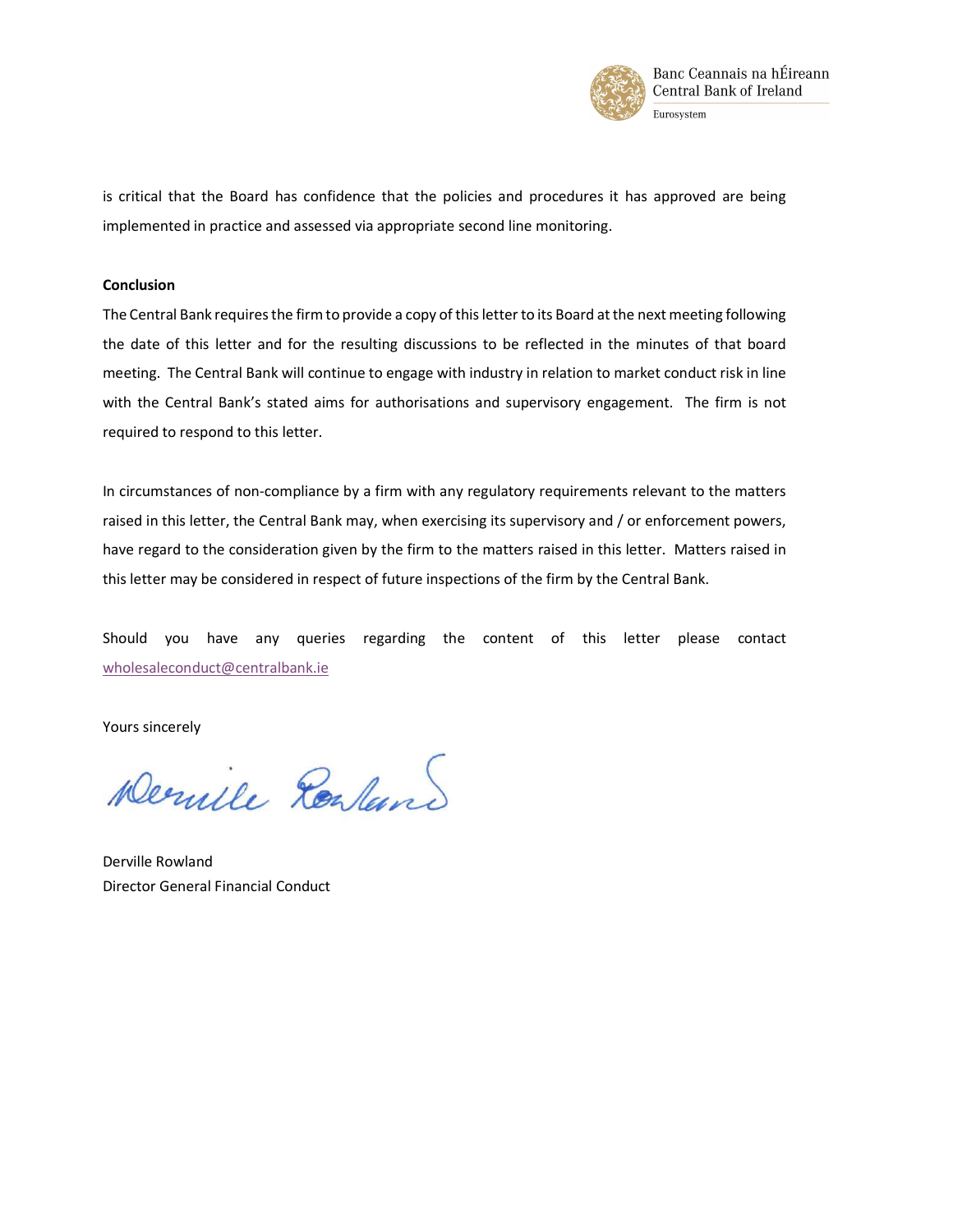is critical that the Board has confidence that the policies and procedures it has approved are being implemented in practice and assessed via appropriate second line monitoring.

**Conclusion**

The Central Bank requires the firm to provide a copy of this letter to its Board at the next meeting following the date of this letter and for the resulting discussions to be reflected in the minutes of that board meeting. The Central Bank will continue to engage with industry in relation to market conduct risk in line with the Central Bank's stated aims for authorisations and supervisory engagement. The firm is not required to respond to this letter.

In circumstances of non-compliance by a firm with any regulatory requirements relevant to the matters raised in this letter, the Central Bank may, when exercising its supervisory and / or enforcement powers, have regard to the consideration given by the firm to the matters raised in this letter. Matters raised in this letter may be considered in respect of future inspections of the firm by the Central Bank.

Should you have any queries regarding the content of this letter please contact wholesaleconduct@centralbank.ie

Yours sincerely

Derville Rowland
Director General Financial Conduct